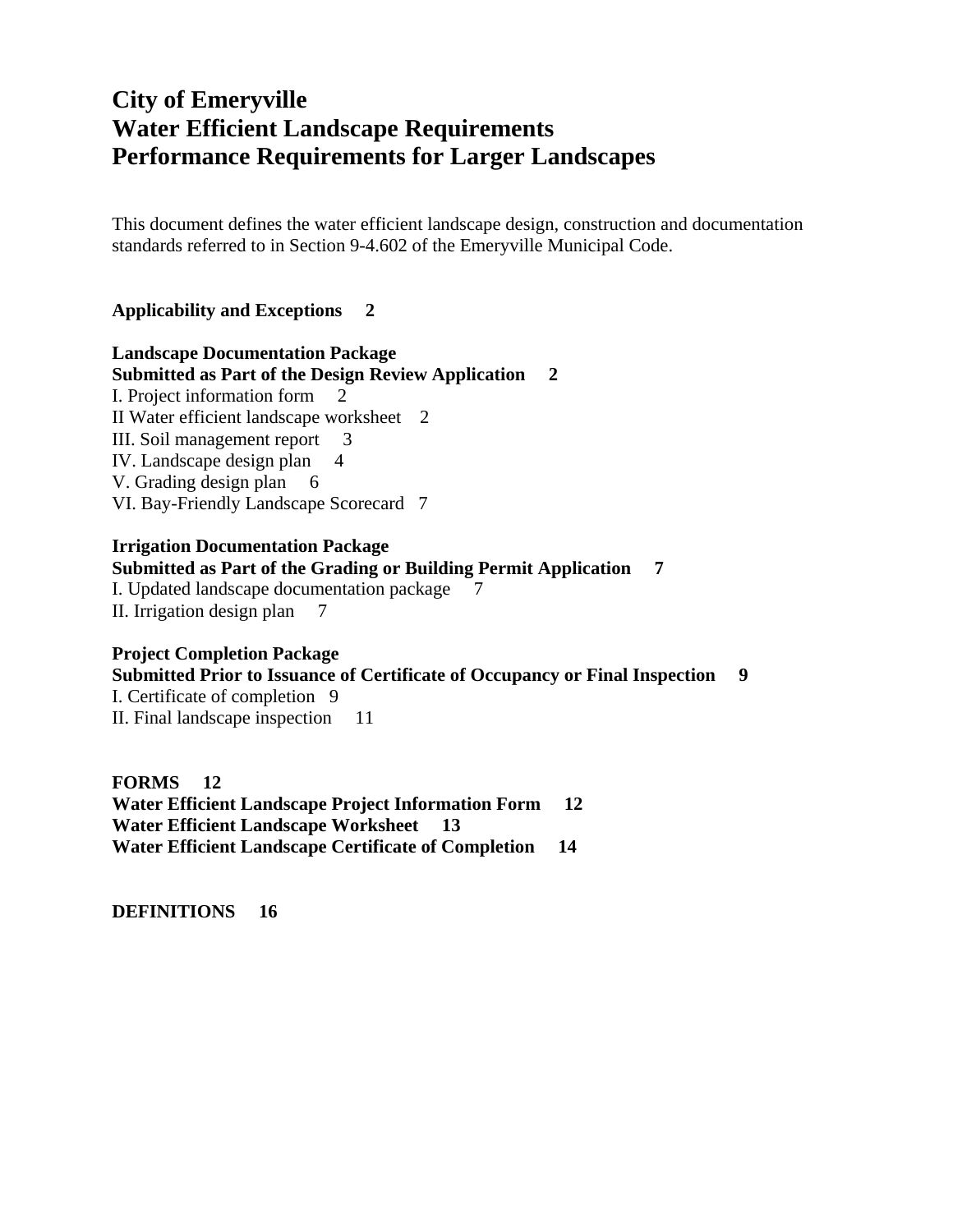# City of Emeryville
# Water Efficient Landscape Requirements
# Performance Requirements for Larger Landscapes

This document defines the water efficient landscape design, construction and documentation standards referred to in Section 9-4.602 of the Emeryville Municipal Code.

**Applicability and Exceptions 2**

**Landscape Documentation Package**
**Submitted as Part of the Design Review Application 2**
I. Project information form 2
II Water efficient landscape worksheet 2
III. Soil management report 3
IV. Landscape design plan 4
V. Grading design plan 6
VI. Bay-Friendly Landscape Scorecard 7

**Irrigation Documentation Package**
**Submitted as Part of the Grading or Building Permit Application 7**
I. Updated landscape documentation package 7
II. Irrigation design plan 7

**Project Completion Package**
**Submitted Prior to Issuance of Certificate of Occupancy or Final Inspection 9**
I. Certificate of completion 9
II. Final landscape inspection 11

**FORMS 12**
**Water Efficient Landscape Project Information Form 12**
**Water Efficient Landscape Worksheet 13**
**Water Efficient Landscape Certificate of Completion 14**

**DEFINITIONS 16**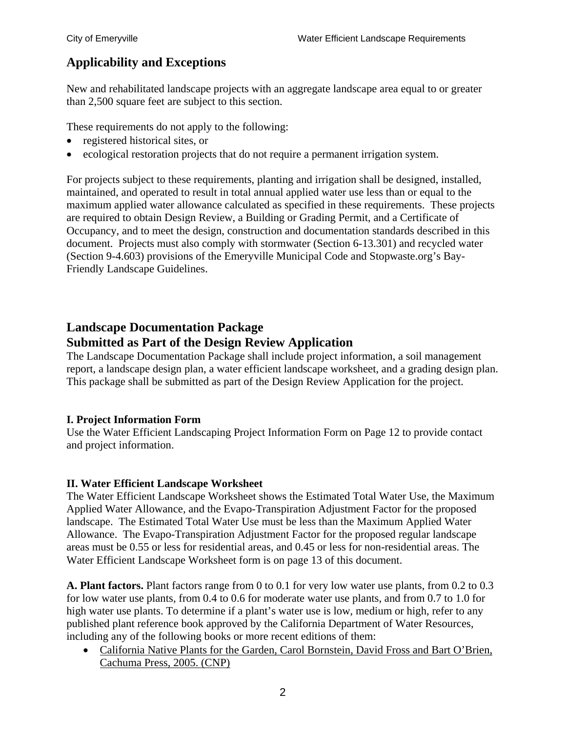## Applicability and Exceptions

New and rehabilitated landscape projects with an aggregate landscape area equal to or greater than 2,500 square feet are subject to this section.

These requirements do not apply to the following:

- registered historical sites, or
- ecological restoration projects that do not require a permanent irrigation system.

For projects subject to these requirements, planting and irrigation shall be designed, installed, maintained, and operated to result in total annual applied water use less than or equal to the maximum applied water allowance calculated as specified in these requirements. These projects are required to obtain Design Review, a Building or Grading Permit, and a Certificate of Occupancy, and to meet the design, construction and documentation standards described in this document. Projects must also comply with stormwater (Section 6-13.301) and recycled water (Section 9-4.603) provisions of the Emeryville Municipal Code and Stopwaste.org's Bay-Friendly Landscape Guidelines.

## Landscape Documentation Package
## Submitted as Part of the Design Review Application

The Landscape Documentation Package shall include project information, a soil management report, a landscape design plan, a water efficient landscape worksheet, and a grading design plan. This package shall be submitted as part of the Design Review Application for the project.

### I. Project Information Form

Use the Water Efficient Landscaping Project Information Form on Page 12 to provide contact and project information.

### II. Water Efficient Landscape Worksheet

The Water Efficient Landscape Worksheet shows the Estimated Total Water Use, the Maximum Applied Water Allowance, and the Evapo-Transpiration Adjustment Factor for the proposed landscape. The Estimated Total Water Use must be less than the Maximum Applied Water Allowance. The Evapo-Transpiration Adjustment Factor for the proposed regular landscape areas must be 0.55 or less for residential areas, and 0.45 or less for non-residential areas. The Water Efficient Landscape Worksheet form is on page 13 of this document.

**A. Plant factors.** Plant factors range from 0 to 0.1 for very low water use plants, from 0.2 to 0.3 for low water use plants, from 0.4 to 0.6 for moderate water use plants, and from 0.7 to 1.0 for high water use plants. To determine if a plant's water use is low, medium or high, refer to any published plant reference book approved by the California Department of Water Resources, including any of the following books or more recent editions of them:

- California Native Plants for the Garden, Carol Bornstein, David Fross and Bart O'Brien, Cachuma Press, 2005. (CNP)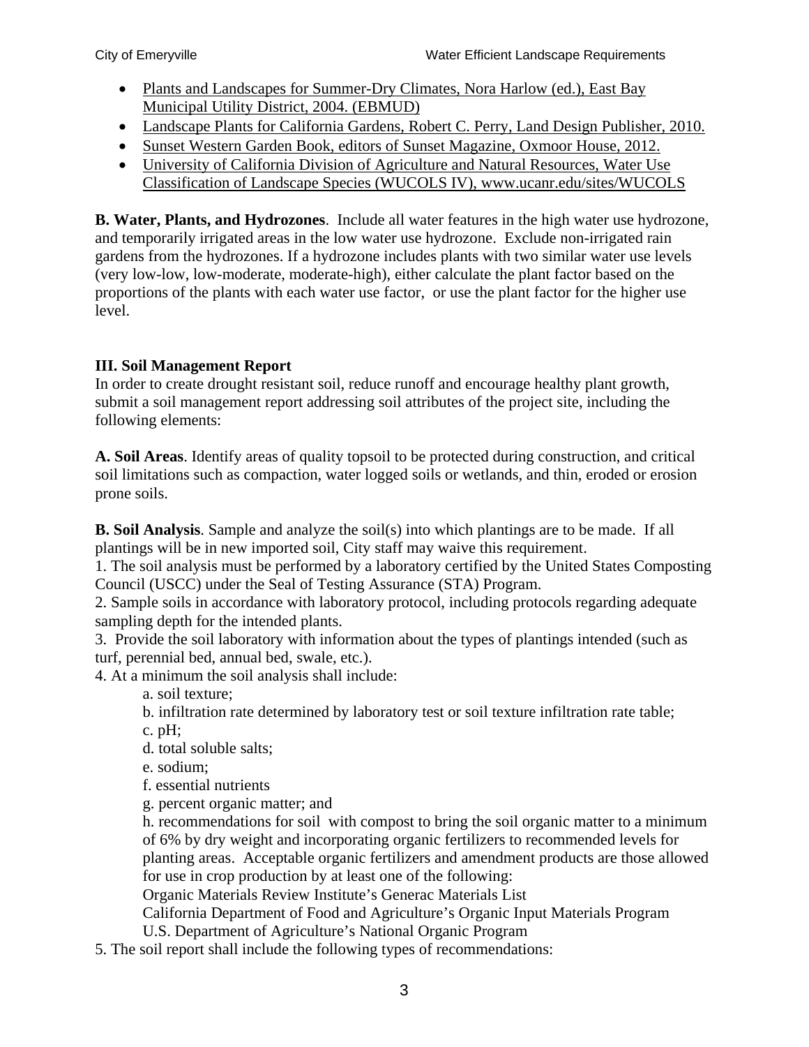- Plants and Landscapes for Summer-Dry Climates, Nora Harlow (ed.), East Bay Municipal Utility District, 2004. (EBMUD)
- Landscape Plants for California Gardens, Robert C. Perry, Land Design Publisher, 2010.
- Sunset Western Garden Book, editors of Sunset Magazine, Oxmoor House, 2012.
- University of California Division of Agriculture and Natural Resources, Water Use Classification of Landscape Species (WUCOLS IV), www.ucanr.edu/sites/WUCOLS

**B. Water, Plants, and Hydrozones**. Include all water features in the high water use hydrozone, and temporarily irrigated areas in the low water use hydrozone. Exclude non-irrigated rain gardens from the hydrozones. If a hydrozone includes plants with two similar water use levels (very low-low, low-moderate, moderate-high), either calculate the plant factor based on the proportions of the plants with each water use factor, or use the plant factor for the higher use level.

**III. Soil Management Report**

In order to create drought resistant soil, reduce runoff and encourage healthy plant growth, submit a soil management report addressing soil attributes of the project site, including the following elements:

**A. Soil Areas**. Identify areas of quality topsoil to be protected during construction, and critical soil limitations such as compaction, water logged soils or wetlands, and thin, eroded or erosion prone soils.

**B. Soil Analysis**. Sample and analyze the soil(s) into which plantings are to be made. If all plantings will be in new imported soil, City staff may waive this requirement.

1. The soil analysis must be performed by a laboratory certified by the United States Composting Council (USCC) under the Seal of Testing Assurance (STA) Program.
2. Sample soils in accordance with laboratory protocol, including protocols regarding adequate sampling depth for the intended plants.
3. Provide the soil laboratory with information about the types of plantings intended (such as turf, perennial bed, annual bed, swale, etc.).
4. At a minimum the soil analysis shall include:
   a. soil texture;
   b. infiltration rate determined by laboratory test or soil texture infiltration rate table;
   c. pH;
   d. total soluble salts;
   e. sodium;
   f. essential nutrients
   g. percent organic matter; and
   h. recommendations for soil with compost to bring the soil organic matter to a minimum of 6% by dry weight and incorporating organic fertilizers to recommended levels for planting areas. Acceptable organic fertilizers and amendment products are those allowed for use in crop production by at least one of the following:
   Organic Materials Review Institute's Generac Materials List
   California Department of Food and Agriculture's Organic Input Materials Program
   U.S. Department of Agriculture's National Organic Program
5. The soil report shall include the following types of recommendations: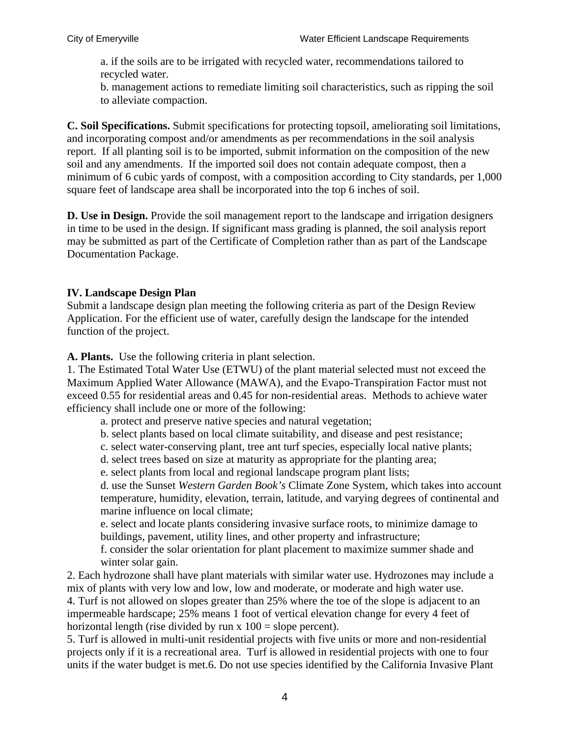a. if the soils are to be irrigated with recycled water, recommendations tailored to recycled water.

b. management actions to remediate limiting soil characteristics, such as ripping the soil to alleviate compaction.

**C. Soil Specifications.** Submit specifications for protecting topsoil, ameliorating soil limitations, and incorporating compost and/or amendments as per recommendations in the soil analysis report. If all planting soil is to be imported, submit information on the composition of the new soil and any amendments. If the imported soil does not contain adequate compost, then a minimum of 6 cubic yards of compost, with a composition according to City standards, per 1,000 square feet of landscape area shall be incorporated into the top 6 inches of soil.

**D. Use in Design.** Provide the soil management report to the landscape and irrigation designers in time to be used in the design. If significant mass grading is planned, the soil analysis report may be submitted as part of the Certificate of Completion rather than as part of the Landscape Documentation Package.

## IV. Landscape Design Plan

Submit a landscape design plan meeting the following criteria as part of the Design Review Application. For the efficient use of water, carefully design the landscape for the intended function of the project.

**A. Plants.** Use the following criteria in plant selection.

1. The Estimated Total Water Use (ETWU) of the plant material selected must not exceed the Maximum Applied Water Allowance (MAWA), and the Evapo-Transpiration Factor must not exceed 0.55 for residential areas and 0.45 for non-residential areas. Methods to achieve water efficiency shall include one or more of the following:

   a. protect and preserve native species and natural vegetation;

   b. select plants based on local climate suitability, and disease and pest resistance;

   c. select water-conserving plant, tree ant turf species, especially local native plants;

   d. select trees based on size at maturity as appropriate for the planting area;

   e. select plants from local and regional landscape program plant lists;

   d. use the Sunset *Western Garden Book's* Climate Zone System, which takes into account temperature, humidity, elevation, terrain, latitude, and varying degrees of continental and marine influence on local climate;

   e. select and locate plants considering invasive surface roots, to minimize damage to buildings, pavement, utility lines, and other property and infrastructure;

   f. consider the solar orientation for plant placement to maximize summer shade and winter solar gain.

2. Each hydrozone shall have plant materials with similar water use. Hydrozones may include a mix of plants with very low and low, low and moderate, or moderate and high water use.

4. Turf is not allowed on slopes greater than 25% where the toe of the slope is adjacent to an impermeable hardscape; 25% means 1 foot of vertical elevation change for every 4 feet of horizontal length (rise divided by run x 100 = slope percent).

5. Turf is allowed in multi-unit residential projects with five units or more and non-residential projects only if it is a recreational area. Turf is allowed in residential projects with one to four units if the water budget is met.6. Do not use species identified by the California Invasive Plant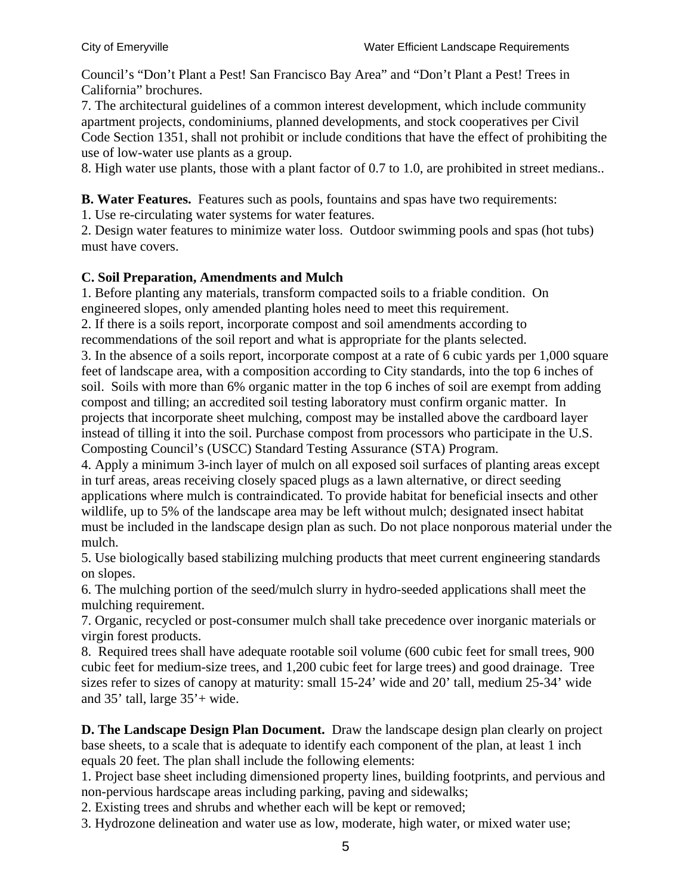Council's "Don't Plant a Pest! San Francisco Bay Area" and "Don't Plant a Pest! Trees in California" brochures.

7. The architectural guidelines of a common interest development, which include community apartment projects, condominiums, planned developments, and stock cooperatives per Civil Code Section 1351, shall not prohibit or include conditions that have the effect of prohibiting the use of low-water use plants as a group.

8. High water use plants, those with a plant factor of 0.7 to 1.0, are prohibited in street medians..

**B. Water Features.** Features such as pools, fountains and spas have two requirements:

1. Use re-circulating water systems for water features.
2. Design water features to minimize water loss. Outdoor swimming pools and spas (hot tubs) must have covers.

**C. Soil Preparation, Amendments and Mulch**

1. Before planting any materials, transform compacted soils to a friable condition. On engineered slopes, only amended planting holes need to meet this requirement.
2. If there is a soils report, incorporate compost and soil amendments according to recommendations of the soil report and what is appropriate for the plants selected.
3. In the absence of a soils report, incorporate compost at a rate of 6 cubic yards per 1,000 square feet of landscape area, with a composition according to City standards, into the top 6 inches of soil. Soils with more than 6% organic matter in the top 6 inches of soil are exempt from adding compost and tilling; an accredited soil testing laboratory must confirm organic matter. In projects that incorporate sheet mulching, compost may be installed above the cardboard layer instead of tilling it into the soil. Purchase compost from processors who participate in the U.S. Composting Council's (USCC) Standard Testing Assurance (STA) Program.
4. Apply a minimum 3-inch layer of mulch on all exposed soil surfaces of planting areas except in turf areas, areas receiving closely spaced plugs as a lawn alternative, or direct seeding applications where mulch is contraindicated. To provide habitat for beneficial insects and other wildlife, up to 5% of the landscape area may be left without mulch; designated insect habitat must be included in the landscape design plan as such. Do not place nonporous material under the mulch.
5. Use biologically based stabilizing mulching products that meet current engineering standards on slopes.
6. The mulching portion of the seed/mulch slurry in hydro-seeded applications shall meet the mulching requirement.
7. Organic, recycled or post-consumer mulch shall take precedence over inorganic materials or virgin forest products.
8. Required trees shall have adequate rootable soil volume (600 cubic feet for small trees, 900 cubic feet for medium-size trees, and 1,200 cubic feet for large trees) and good drainage. Tree sizes refer to sizes of canopy at maturity: small 15-24' wide and 20' tall, medium 25-34' wide and 35' tall, large 35'+ wide.

**D. The Landscape Design Plan Document.** Draw the landscape design plan clearly on project base sheets, to a scale that is adequate to identify each component of the plan, at least 1 inch equals 20 feet. The plan shall include the following elements:

1. Project base sheet including dimensioned property lines, building footprints, and pervious and non-pervious hardscape areas including parking, paving and sidewalks;
2. Existing trees and shrubs and whether each will be kept or removed;
3. Hydrozone delineation and water use as low, moderate, high water, or mixed water use;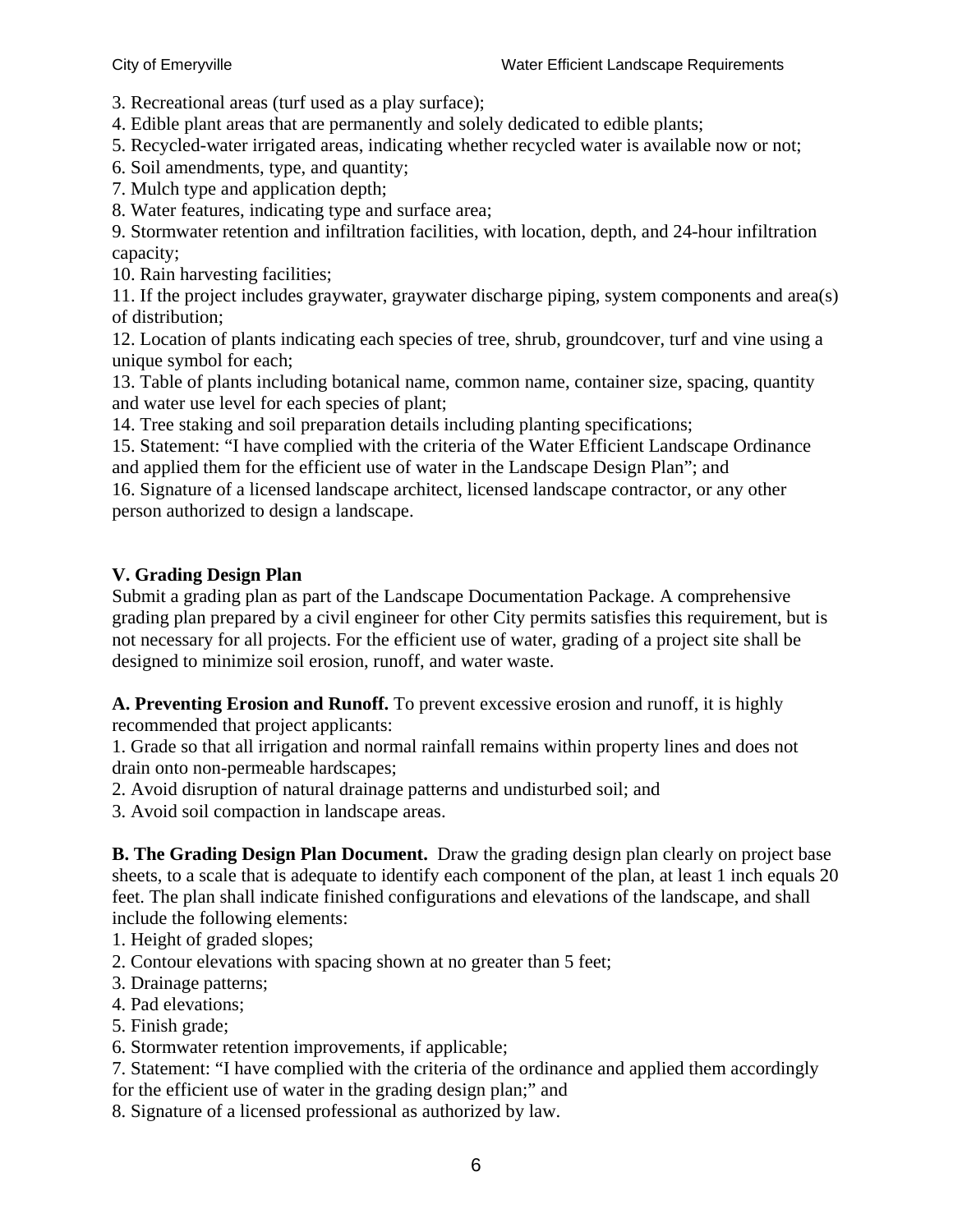3. Recreational areas (turf used as a play surface);
4. Edible plant areas that are permanently and solely dedicated to edible plants;
5. Recycled-water irrigated areas, indicating whether recycled water is available now or not;
6. Soil amendments, type, and quantity;
7. Mulch type and application depth;
8. Water features, indicating type and surface area;
9. Stormwater retention and infiltration facilities, with location, depth, and 24-hour infiltration capacity;
10. Rain harvesting facilities;
11. If the project includes graywater, graywater discharge piping, system components and area(s) of distribution;
12. Location of plants indicating each species of tree, shrub, groundcover, turf and vine using a unique symbol for each;
13. Table of plants including botanical name, common name, container size, spacing, quantity and water use level for each species of plant;
14. Tree staking and soil preparation details including planting specifications;
15. Statement: "I have complied with the criteria of the Water Efficient Landscape Ordinance and applied them for the efficient use of water in the Landscape Design Plan"; and
16. Signature of a licensed landscape architect, licensed landscape contractor, or any other person authorized to design a landscape.

## V. Grading Design Plan

Submit a grading plan as part of the Landscape Documentation Package. A comprehensive grading plan prepared by a civil engineer for other City permits satisfies this requirement, but is not necessary for all projects. For the efficient use of water, grading of a project site shall be designed to minimize soil erosion, runoff, and water waste.

**A. Preventing Erosion and Runoff.** To prevent excessive erosion and runoff, it is highly recommended that project applicants:

1. Grade so that all irrigation and normal rainfall remains within property lines and does not drain onto non-permeable hardscapes;
2. Avoid disruption of natural drainage patterns and undisturbed soil; and
3. Avoid soil compaction in landscape areas.

**B. The Grading Design Plan Document.** Draw the grading design plan clearly on project base sheets, to a scale that is adequate to identify each component of the plan, at least 1 inch equals 20 feet. The plan shall indicate finished configurations and elevations of the landscape, and shall include the following elements:

1. Height of graded slopes;
2. Contour elevations with spacing shown at no greater than 5 feet;
3. Drainage patterns;
4. Pad elevations;
5. Finish grade;
6. Stormwater retention improvements, if applicable;
7. Statement: "I have complied with the criteria of the ordinance and applied them accordingly for the efficient use of water in the grading design plan;" and
8. Signature of a licensed professional as authorized by law.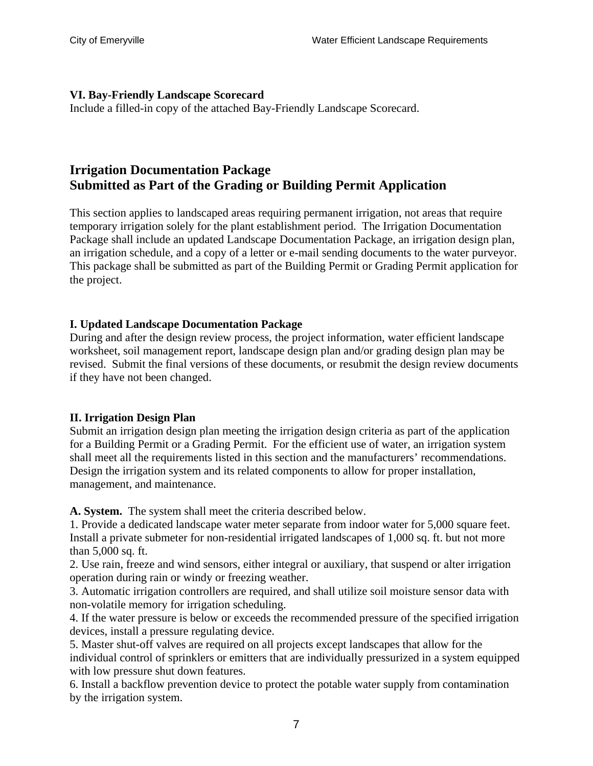**VI. Bay-Friendly Landscape Scorecard**
Include a filled-in copy of the attached Bay-Friendly Landscape Scorecard.

## Irrigation Documentation Package
## Submitted as Part of the Grading or Building Permit Application

This section applies to landscaped areas requiring permanent irrigation, not areas that require temporary irrigation solely for the plant establishment period. The Irrigation Documentation Package shall include an updated Landscape Documentation Package, an irrigation design plan, an irrigation schedule, and a copy of a letter or e-mail sending documents to the water purveyor. This package shall be submitted as part of the Building Permit or Grading Permit application for the project.

**I. Updated Landscape Documentation Package**
During and after the design review process, the project information, water efficient landscape worksheet, soil management report, landscape design plan and/or grading design plan may be revised. Submit the final versions of these documents, or resubmit the design review documents if they have not been changed.

**II. Irrigation Design Plan**
Submit an irrigation design plan meeting the irrigation design criteria as part of the application for a Building Permit or a Grading Permit. For the efficient use of water, an irrigation system shall meet all the requirements listed in this section and the manufacturers' recommendations. Design the irrigation system and its related components to allow for proper installation, management, and maintenance.

**A. System.** The system shall meet the criteria described below.

1. Provide a dedicated landscape water meter separate from indoor water for 5,000 square feet. Install a private submeter for non-residential irrigated landscapes of 1,000 sq. ft. but not more than 5,000 sq. ft.
2. Use rain, freeze and wind sensors, either integral or auxiliary, that suspend or alter irrigation operation during rain or windy or freezing weather.
3. Automatic irrigation controllers are required, and shall utilize soil moisture sensor data with non-volatile memory for irrigation scheduling.
4. If the water pressure is below or exceeds the recommended pressure of the specified irrigation devices, install a pressure regulating device.
5. Master shut-off valves are required on all projects except landscapes that allow for the individual control of sprinklers or emitters that are individually pressurized in a system equipped with low pressure shut down features.
6. Install a backflow prevention device to protect the potable water supply from contamination by the irrigation system.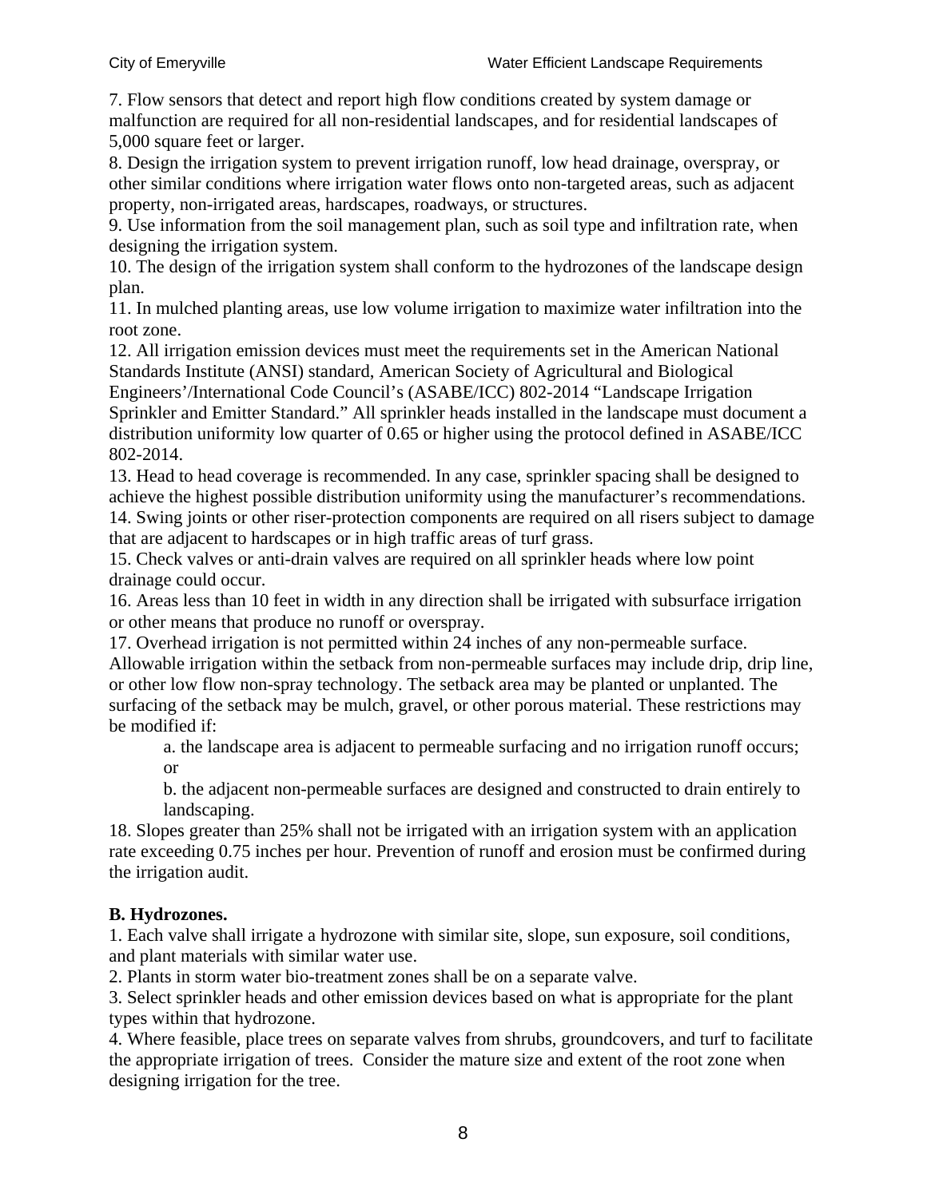7. Flow sensors that detect and report high flow conditions created by system damage or malfunction are required for all non-residential landscapes, and for residential landscapes of 5,000 square feet or larger.

8. Design the irrigation system to prevent irrigation runoff, low head drainage, overspray, or other similar conditions where irrigation water flows onto non-targeted areas, such as adjacent property, non-irrigated areas, hardscapes, roadways, or structures.

9. Use information from the soil management plan, such as soil type and infiltration rate, when designing the irrigation system.

10. The design of the irrigation system shall conform to the hydrozones of the landscape design plan.

11. In mulched planting areas, use low volume irrigation to maximize water infiltration into the root zone.

12. All irrigation emission devices must meet the requirements set in the American National Standards Institute (ANSI) standard, American Society of Agricultural and Biological Engineers'/International Code Council's (ASABE/ICC) 802-2014 "Landscape Irrigation Sprinkler and Emitter Standard." All sprinkler heads installed in the landscape must document a distribution uniformity low quarter of 0.65 or higher using the protocol defined in ASABE/ICC 802-2014.

13. Head to head coverage is recommended. In any case, sprinkler spacing shall be designed to achieve the highest possible distribution uniformity using the manufacturer's recommendations.

14. Swing joints or other riser-protection components are required on all risers subject to damage that are adjacent to hardscapes or in high traffic areas of turf grass.

15. Check valves or anti-drain valves are required on all sprinkler heads where low point drainage could occur.

16. Areas less than 10 feet in width in any direction shall be irrigated with subsurface irrigation or other means that produce no runoff or overspray.

17. Overhead irrigation is not permitted within 24 inches of any non-permeable surface. Allowable irrigation within the setback from non-permeable surfaces may include drip, drip line, or other low flow non-spray technology. The setback area may be planted or unplanted. The surfacing of the setback may be mulch, gravel, or other porous material. These restrictions may be modified if:

   a. the landscape area is adjacent to permeable surfacing and no irrigation runoff occurs; or

   b. the adjacent non-permeable surfaces are designed and constructed to drain entirely to landscaping.

18. Slopes greater than 25% shall not be irrigated with an irrigation system with an application rate exceeding 0.75 inches per hour. Prevention of runoff and erosion must be confirmed during the irrigation audit.

**B. Hydrozones.**

1. Each valve shall irrigate a hydrozone with similar site, slope, sun exposure, soil conditions, and plant materials with similar water use.

2. Plants in storm water bio-treatment zones shall be on a separate valve.

3. Select sprinkler heads and other emission devices based on what is appropriate for the plant types within that hydrozone.

4. Where feasible, place trees on separate valves from shrubs, groundcovers, and turf to facilitate the appropriate irrigation of trees. Consider the mature size and extent of the root zone when designing irrigation for the tree.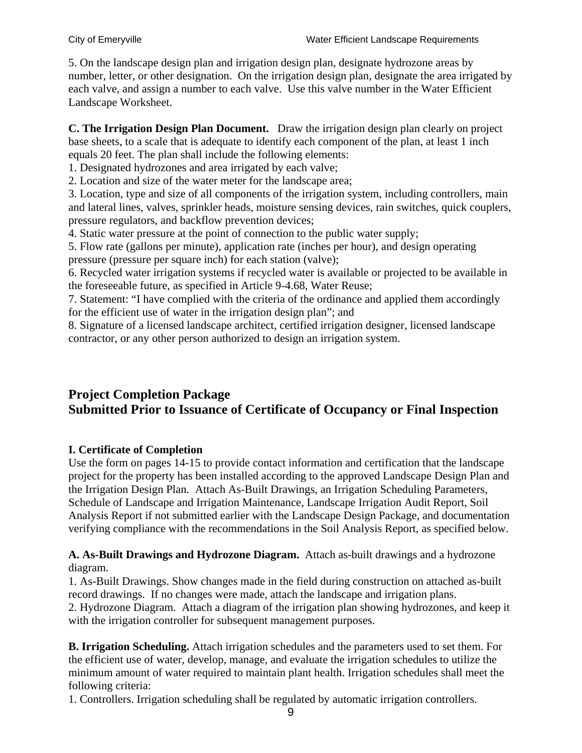5. On the landscape design plan and irrigation design plan, designate hydrozone areas by number, letter, or other designation. On the irrigation design plan, designate the area irrigated by each valve, and assign a number to each valve. Use this valve number in the Water Efficient Landscape Worksheet.

**C. The Irrigation Design Plan Document.** Draw the irrigation design plan clearly on project base sheets, to a scale that is adequate to identify each component of the plan, at least 1 inch equals 20 feet. The plan shall include the following elements:

1. Designated hydrozones and area irrigated by each valve;
2. Location and size of the water meter for the landscape area;
3. Location, type and size of all components of the irrigation system, including controllers, main and lateral lines, valves, sprinkler heads, moisture sensing devices, rain switches, quick couplers, pressure regulators, and backflow prevention devices;
4. Static water pressure at the point of connection to the public water supply;
5. Flow rate (gallons per minute), application rate (inches per hour), and design operating pressure (pressure per square inch) for each station (valve);
6. Recycled water irrigation systems if recycled water is available or projected to be available in the foreseeable future, as specified in Article 9-4.68, Water Reuse;
7. Statement: "I have complied with the criteria of the ordinance and applied them accordingly for the efficient use of water in the irrigation design plan"; and
8. Signature of a licensed landscape architect, certified irrigation designer, licensed landscape contractor, or any other person authorized to design an irrigation system.

## Project Completion Package
## Submitted Prior to Issuance of Certificate of Occupancy or Final Inspection

### I. Certificate of Completion

Use the form on pages 14-15 to provide contact information and certification that the landscape project for the property has been installed according to the approved Landscape Design Plan and the Irrigation Design Plan. Attach As-Built Drawings, an Irrigation Scheduling Parameters, Schedule of Landscape and Irrigation Maintenance, Landscape Irrigation Audit Report, Soil Analysis Report if not submitted earlier with the Landscape Design Package, and documentation verifying compliance with the recommendations in the Soil Analysis Report, as specified below.

**A. As-Built Drawings and Hydrozone Diagram.** Attach as-built drawings and a hydrozone diagram.

1. As-Built Drawings. Show changes made in the field during construction on attached as-built record drawings. If no changes were made, attach the landscape and irrigation plans.
2. Hydrozone Diagram. Attach a diagram of the irrigation plan showing hydrozones, and keep it with the irrigation controller for subsequent management purposes.

**B. Irrigation Scheduling.** Attach irrigation schedules and the parameters used to set them. For the efficient use of water, develop, manage, and evaluate the irrigation schedules to utilize the minimum amount of water required to maintain plant health. Irrigation schedules shall meet the following criteria:

1. Controllers. Irrigation scheduling shall be regulated by automatic irrigation controllers.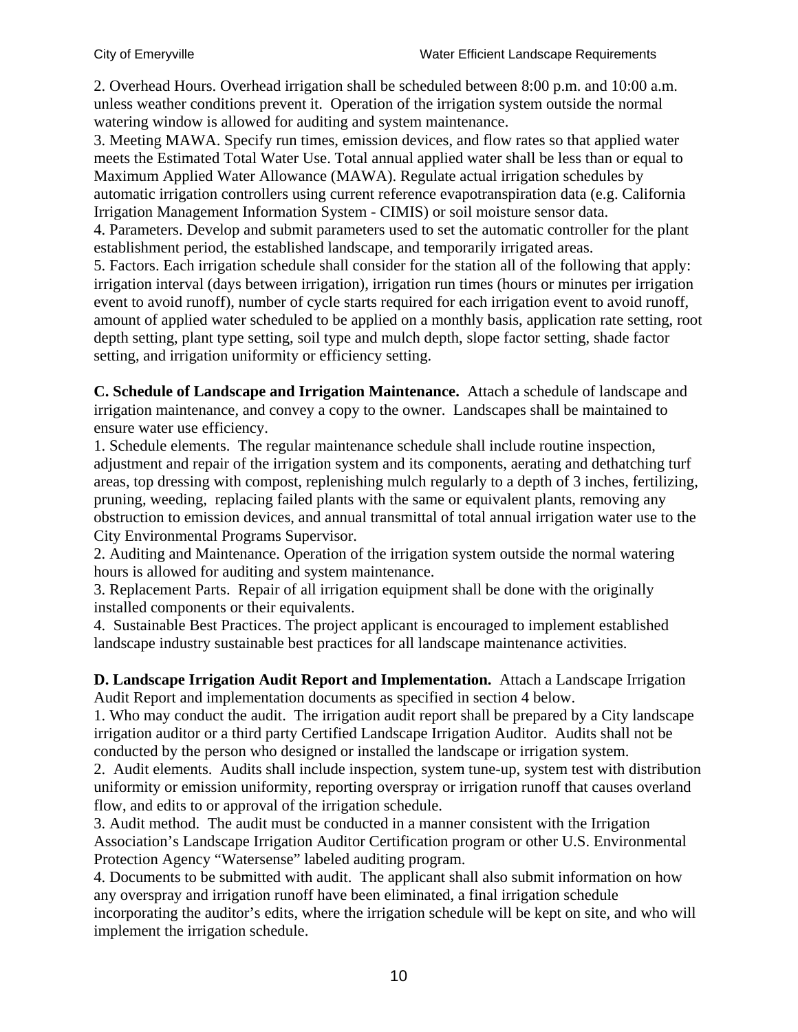2. Overhead Hours. Overhead irrigation shall be scheduled between 8:00 p.m. and 10:00 a.m. unless weather conditions prevent it. Operation of the irrigation system outside the normal watering window is allowed for auditing and system maintenance.
3. Meeting MAWA. Specify run times, emission devices, and flow rates so that applied water meets the Estimated Total Water Use. Total annual applied water shall be less than or equal to Maximum Applied Water Allowance (MAWA). Regulate actual irrigation schedules by automatic irrigation controllers using current reference evapotranspiration data (e.g. California Irrigation Management Information System - CIMIS) or soil moisture sensor data.
4. Parameters. Develop and submit parameters used to set the automatic controller for the plant establishment period, the established landscape, and temporarily irrigated areas.
5. Factors. Each irrigation schedule shall consider for the station all of the following that apply: irrigation interval (days between irrigation), irrigation run times (hours or minutes per irrigation event to avoid runoff), number of cycle starts required for each irrigation event to avoid runoff, amount of applied water scheduled to be applied on a monthly basis, application rate setting, root depth setting, plant type setting, soil type and mulch depth, slope factor setting, shade factor setting, and irrigation uniformity or efficiency setting.

**C. Schedule of Landscape and Irrigation Maintenance.** Attach a schedule of landscape and irrigation maintenance, and convey a copy to the owner. Landscapes shall be maintained to ensure water use efficiency.
1. Schedule elements. The regular maintenance schedule shall include routine inspection, adjustment and repair of the irrigation system and its components, aerating and dethatching turf areas, top dressing with compost, replenishing mulch regularly to a depth of 3 inches, fertilizing, pruning, weeding, replacing failed plants with the same or equivalent plants, removing any obstruction to emission devices, and annual transmittal of total annual irrigation water use to the City Environmental Programs Supervisor.
2. Auditing and Maintenance. Operation of the irrigation system outside the normal watering hours is allowed for auditing and system maintenance.
3. Replacement Parts. Repair of all irrigation equipment shall be done with the originally installed components or their equivalents.
4. Sustainable Best Practices. The project applicant is encouraged to implement established landscape industry sustainable best practices for all landscape maintenance activities.

**D. Landscape Irrigation Audit Report and Implementation.** Attach a Landscape Irrigation Audit Report and implementation documents as specified in section 4 below.
1. Who may conduct the audit. The irrigation audit report shall be prepared by a City landscape irrigation auditor or a third party Certified Landscape Irrigation Auditor. Audits shall not be conducted by the person who designed or installed the landscape or irrigation system.
2. Audit elements. Audits shall include inspection, system tune-up, system test with distribution uniformity or emission uniformity, reporting overspray or irrigation runoff that causes overland flow, and edits to or approval of the irrigation schedule.
3. Audit method. The audit must be conducted in a manner consistent with the Irrigation Association's Landscape Irrigation Auditor Certification program or other U.S. Environmental Protection Agency "Watersense" labeled auditing program.
4. Documents to be submitted with audit. The applicant shall also submit information on how any overspray and irrigation runoff have been eliminated, a final irrigation schedule incorporating the auditor's edits, where the irrigation schedule will be kept on site, and who will implement the irrigation schedule.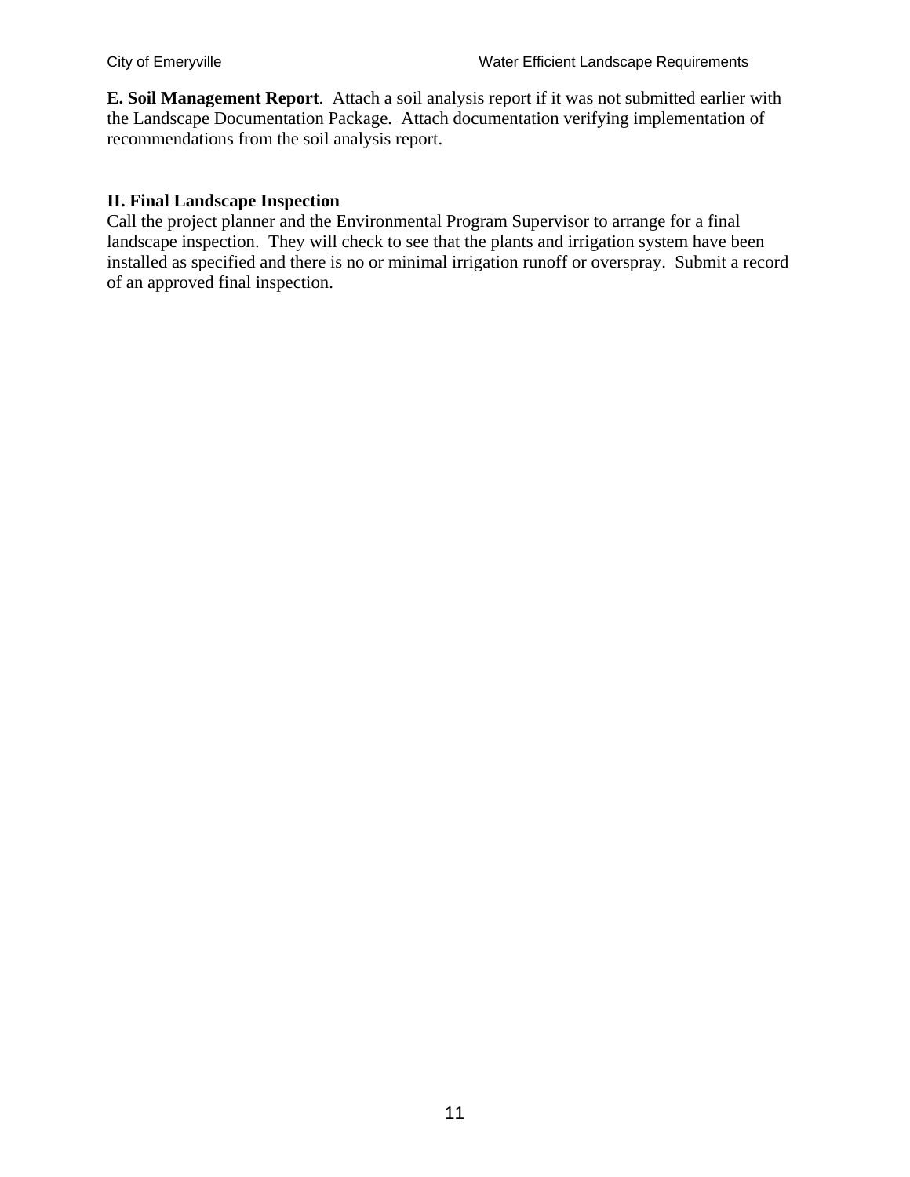**E. Soil Management Report**. Attach a soil analysis report if it was not submitted earlier with the Landscape Documentation Package. Attach documentation verifying implementation of recommendations from the soil analysis report.

## II. Final Landscape Inspection

Call the project planner and the Environmental Program Supervisor to arrange for a final landscape inspection. They will check to see that the plants and irrigation system have been installed as specified and there is no or minimal irrigation runoff or overspray. Submit a record of an approved final inspection.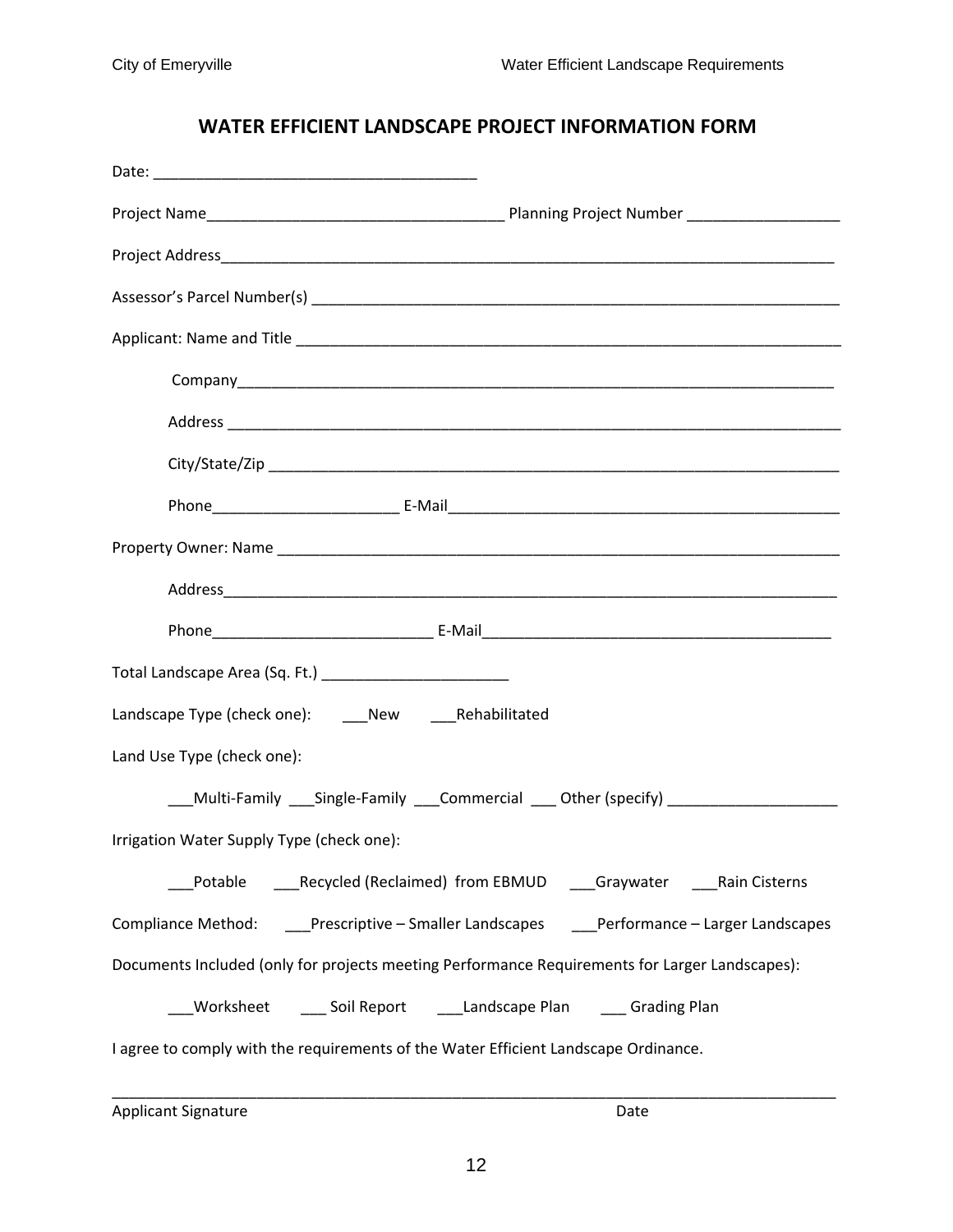# WATER EFFICIENT LANDSCAPE PROJECT INFORMATION FORM

Date: _______________________________________

Project Name___________________________________ Planning Project Number __________________

Project Address____________________________________________________________________________

Assessor's Parcel Number(s) _________________________________________________________________

Applicant: Name and Title ___________________________________________________________________

Company_________________________________________________________________________

Address __________________________________________________________________________

City/State/Zip _______________________________________________________________________

Phone______________________ E-Mail_______________________________________________

Property Owner: Name ______________________________________________________________________

Address__________________________________________________________________________

Phone__________________________ E-Mail__________________________________________

Total Landscape Area (Sq. Ft.) ______________________

Landscape Type (check one): ___New ___Rehabilitated

Land Use Type (check one):

___Multi-Family ___Single-Family ___Commercial ___ Other (specify) ____________________

Irrigation Water Supply Type (check one):

___Potable ___Recycled (Reclaimed) from EBMUD ___Graywater ___Rain Cisterns

Compliance Method: ___Prescriptive – Smaller Landscapes ___Performance – Larger Landscapes

Documents Included (only for projects meeting Performance Requirements for Larger Landscapes):

___Worksheet ___ Soil Report ___Landscape Plan ___ Grading Plan

I agree to comply with the requirements of the Water Efficient Landscape Ordinance.

_____________________________________________________________________________________

Applicant Signature Date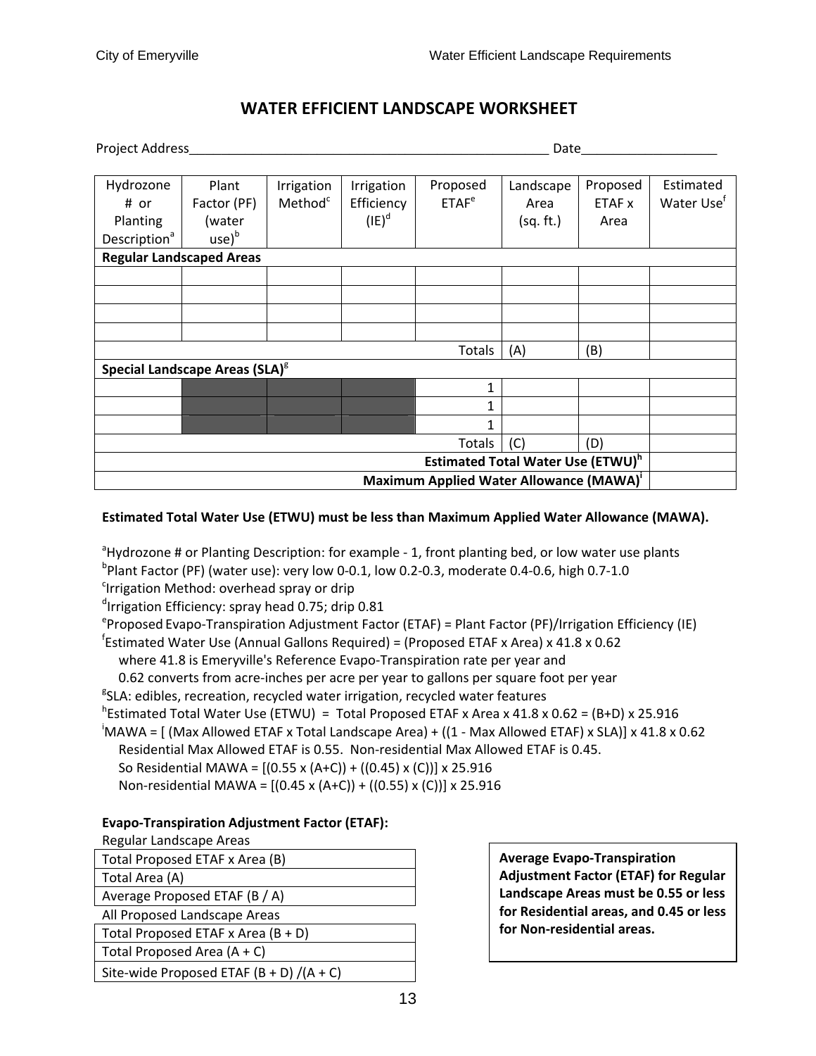# WATER EFFICIENT LANDSCAPE WORKSHEET

Project Address___________________________________________________ Date___________________

| Hydrozone # or Planting Description[a] | Plant Factor (PF) (water use)[b] | Irrigation Method[c] | Irrigation Efficiency (IE)[d] | Proposed ETAF[e] | Landscape Area (sq. ft.) | Proposed ETAF x Area | Estimated Water Use[f] |
|---|---|---|---|---|---|---|---|
| **Regular Landscaped Areas** | | | | | | | |
| | | | | | | | |
| | | | | | | | |
| | | | | | | | |
| | | | | | | | |
| | | | | Totals | (A) | (B) | |
| **Special Landscape Areas (SLA)[g]** | | | | | | | |
| | | | | 1 | | | |
| | | | | 1 | | | |
| | | | | 1 | | | |
| | | | | Totals | (C) | (D) | |
| | | | | | | **Estimated Total Water Use (ETWU)[h]** | |
| | | | | | | **Maximum Applied Water Allowance (MAWA)[i]** | |

**Estimated Total Water Use (ETWU) must be less than Maximum Applied Water Allowance (MAWA).**

[a]Hydrozone # or Planting Description: for example - 1, front planting bed, or low water use plants
[b]Plant Factor (PF) (water use): very low 0-0.1, low 0.2-0.3, moderate 0.4-0.6, high 0.7-1.0
[c]Irrigation Method: overhead spray or drip
[d]Irrigation Efficiency: spray head 0.75; drip 0.81
[e]Proposed Evapo-Transpiration Adjustment Factor (ETAF) = Plant Factor (PF)/Irrigation Efficiency (IE)
[f]Estimated Water Use (Annual Gallons Required) = (Proposed ETAF x Area) x 41.8 x 0.62
  where 41.8 is Emeryville's Reference Evapo-Transpiration rate per year and
  0.62 converts from acre-inches per acre per year to gallons per square foot per year
[g]SLA: edibles, recreation, recycled water irrigation, recycled water features
[h]Estimated Total Water Use (ETWU) = Total Proposed ETAF x Area x 41.8 x 0.62 = (B+D) x 25.916
[i]MAWA = [ (Max Allowed ETAF x Total Landscape Area) + ((1 - Max Allowed ETAF) x SLA)] x 41.8 x 0.62
  Residential Max Allowed ETAF is 0.55. Non-residential Max Allowed ETAF is 0.45.
  So Residential MAWA = [(0.55 x (A+C)) + ((0.45) x (C))] x 25.916
  Non-residential MAWA = [(0.45 x (A+C)) + ((0.55) x (C))] x 25.916

**Evapo-Transpiration Adjustment Factor (ETAF):**

Regular Landscape Areas

| |
|---|
| Total Proposed ETAF x Area (B) |
| Total Area (A) |
| Average Proposed ETAF (B / A) |

All Proposed Landscape Areas

| |
|---|
| Total Proposed ETAF x Area (B + D) |
| Total Proposed Area (A + C) |
| Site-wide Proposed ETAF (B + D) /(A + C) |

**Average Evapo-Transpiration Adjustment Factor (ETAF) for Regular Landscape Areas must be 0.55 or less for Residential areas, and 0.45 or less for Non-residential areas.**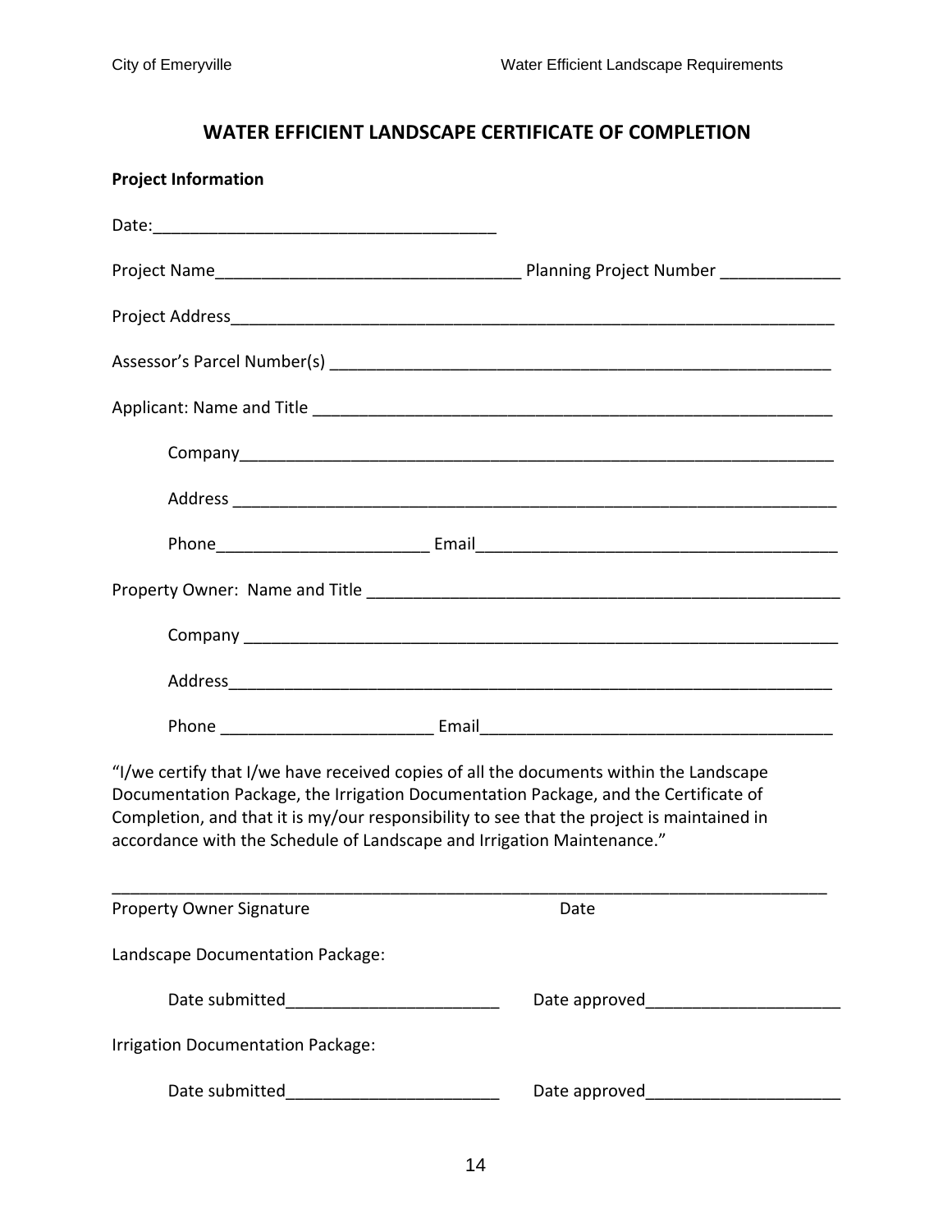# WATER EFFICIENT LANDSCAPE CERTIFICATE OF COMPLETION

**Project Information**

Date:_____________________________________

Project Name_________________________________ Planning Project Number _____________

Project Address__________________________________________________________________

Assessor's Parcel Number(s) _______________________________________________________

Applicant: Name and Title _________________________________________________________

Company__________________________________________________________________

Address __________________________________________________________________

Phone_______________________ Email______________________________________

Property Owner: Name and Title ____________________________________________________

Company _________________________________________________________________

Address__________________________________________________________________

Phone _______________________ Email_____________________________________

"I/we certify that I/we have received copies of all the documents within the Landscape Documentation Package, the Irrigation Documentation Package, and the Certificate of Completion, and that it is my/our responsibility to see that the project is maintained in accordance with the Schedule of Landscape and Irrigation Maintenance."

______________________________________________________________________________

Property Owner Signature Date

Landscape Documentation Package:

Date submitted_______________________ Date approved_____________________

Irrigation Documentation Package:

Date submitted_______________________ Date approved_____________________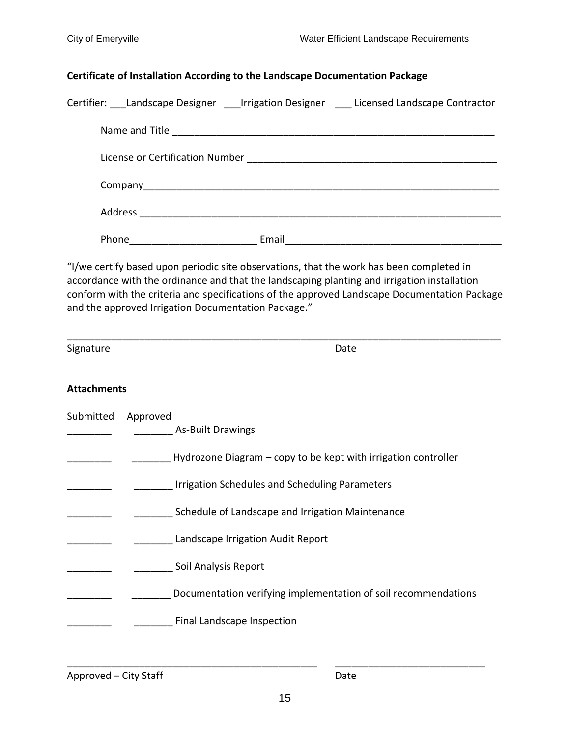**Certificate of Installation According to the Landscape Documentation Package**

Certifier: ___Landscape Designer ___Irrigation Designer ___ Licensed Landscape Contractor

Name and Title ____________________________________________________________

License or Certification Number _____________________________________________

Company_________________________________________________________________

Address __________________________________________________________________

Phone_______________________ Email_______________________________________

"I/we certify based upon periodic site observations, that the work has been completed in accordance with the ordinance and that the landscaping planting and irrigation installation conform with the criteria and specifications of the approved Landscape Documentation Package and the approved Irrigation Documentation Package."

_____________________________________________________________________________

Signature                                                                 Date

**Attachments**

| Submitted | Approved | |
|---|---|---|
| ________ | _______ | As-Built Drawings |
| ________ | _______ | Hydrozone Diagram – copy to be kept with irrigation controller |
| ________ | _______ | Irrigation Schedules and Scheduling Parameters |
| ________ | _______ | Schedule of Landscape and Irrigation Maintenance |
| ________ | _______ | Landscape Irrigation Audit Report |
| ________ | _______ | Soil Analysis Report |
| ________ | _______ | Documentation verifying implementation of soil recommendations |
| ________ | _______ | Final Landscape Inspection |

_____________________________________________ ___________________________

Approved – City Staff                                                     Date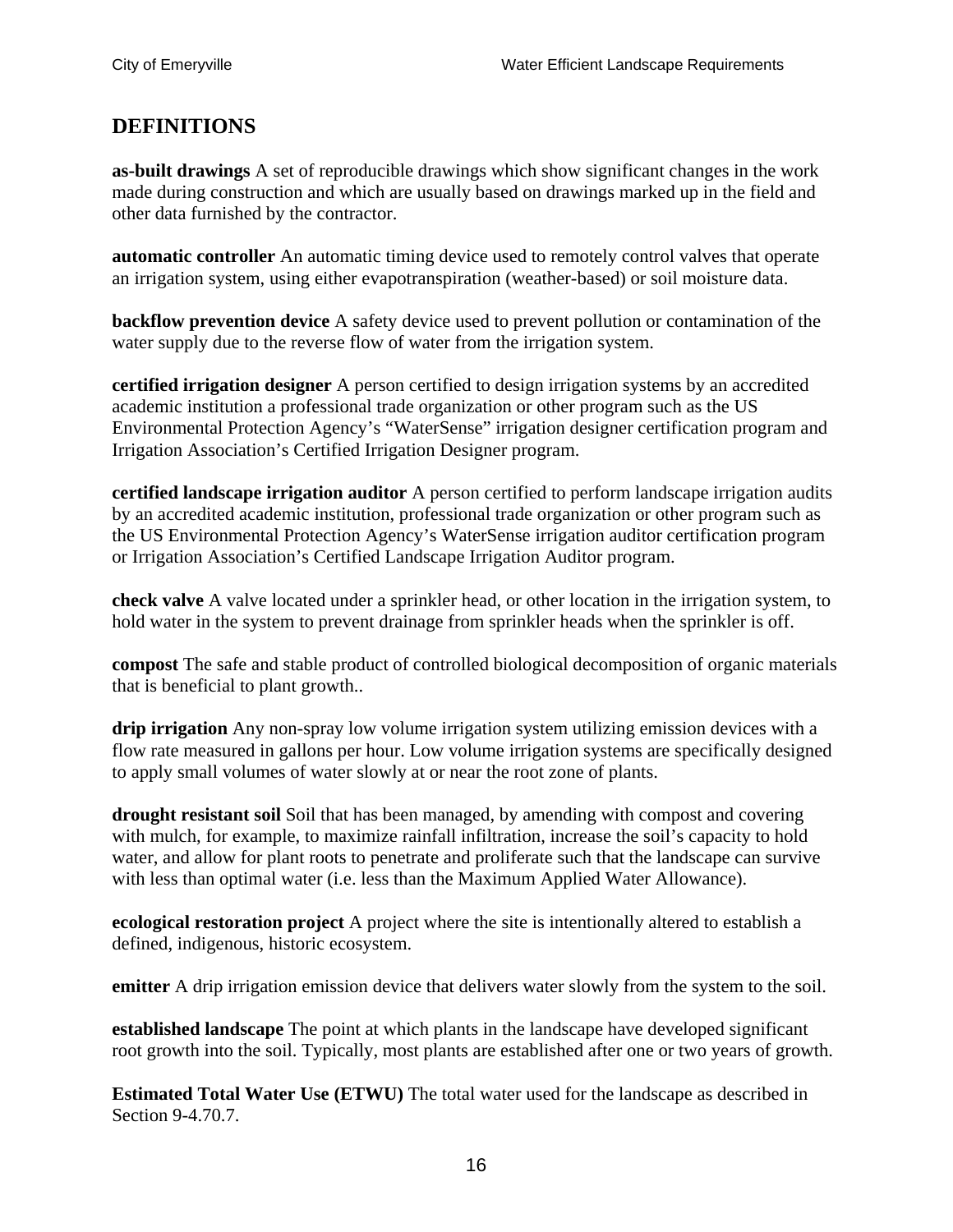## DEFINITIONS

**as-built drawings** A set of reproducible drawings which show significant changes in the work made during construction and which are usually based on drawings marked up in the field and other data furnished by the contractor.

**automatic controller** An automatic timing device used to remotely control valves that operate an irrigation system, using either evapotranspiration (weather-based) or soil moisture data.

**backflow prevention device** A safety device used to prevent pollution or contamination of the water supply due to the reverse flow of water from the irrigation system.

**certified irrigation designer** A person certified to design irrigation systems by an accredited academic institution a professional trade organization or other program such as the US Environmental Protection Agency's "WaterSense" irrigation designer certification program and Irrigation Association's Certified Irrigation Designer program.

**certified landscape irrigation auditor** A person certified to perform landscape irrigation audits by an accredited academic institution, professional trade organization or other program such as the US Environmental Protection Agency's WaterSense irrigation auditor certification program or Irrigation Association's Certified Landscape Irrigation Auditor program.

**check valve** A valve located under a sprinkler head, or other location in the irrigation system, to hold water in the system to prevent drainage from sprinkler heads when the sprinkler is off.

**compost** The safe and stable product of controlled biological decomposition of organic materials that is beneficial to plant growth..

**drip irrigation** Any non-spray low volume irrigation system utilizing emission devices with a flow rate measured in gallons per hour. Low volume irrigation systems are specifically designed to apply small volumes of water slowly at or near the root zone of plants.

**drought resistant soil** Soil that has been managed, by amending with compost and covering with mulch, for example, to maximize rainfall infiltration, increase the soil's capacity to hold water, and allow for plant roots to penetrate and proliferate such that the landscape can survive with less than optimal water (i.e. less than the Maximum Applied Water Allowance).

**ecological restoration project** A project where the site is intentionally altered to establish a defined, indigenous, historic ecosystem.

**emitter** A drip irrigation emission device that delivers water slowly from the system to the soil.

**established landscape** The point at which plants in the landscape have developed significant root growth into the soil. Typically, most plants are established after one or two years of growth.

**Estimated Total Water Use (ETWU)** The total water used for the landscape as described in Section 9-4.70.7.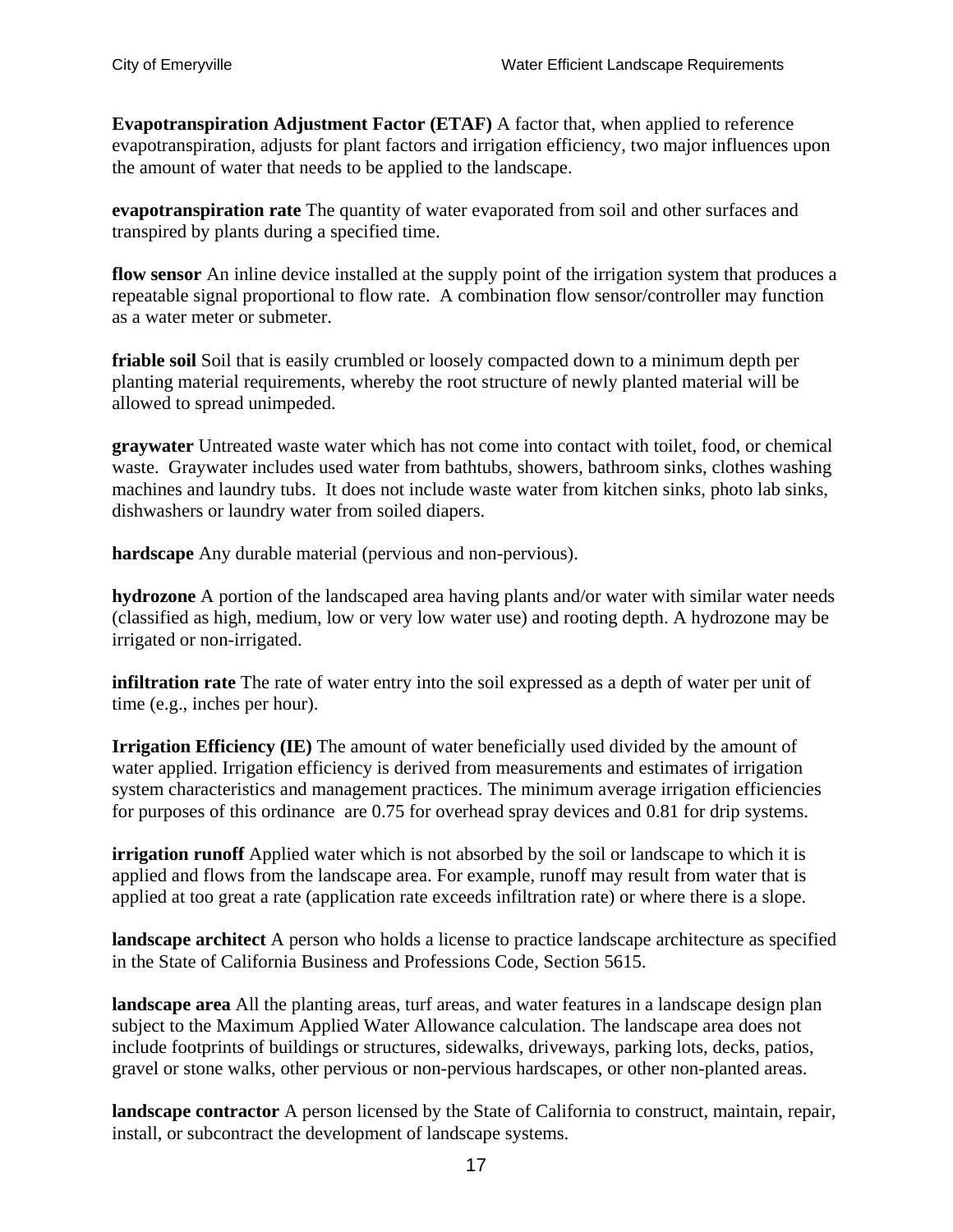**Evapotranspiration Adjustment Factor (ETAF)** A factor that, when applied to reference evapotranspiration, adjusts for plant factors and irrigation efficiency, two major influences upon the amount of water that needs to be applied to the landscape.

**evapotranspiration rate** The quantity of water evaporated from soil and other surfaces and transpired by plants during a specified time.

**flow sensor** An inline device installed at the supply point of the irrigation system that produces a repeatable signal proportional to flow rate. A combination flow sensor/controller may function as a water meter or submeter.

**friable soil** Soil that is easily crumbled or loosely compacted down to a minimum depth per planting material requirements, whereby the root structure of newly planted material will be allowed to spread unimpeded.

**graywater** Untreated waste water which has not come into contact with toilet, food, or chemical waste. Graywater includes used water from bathtubs, showers, bathroom sinks, clothes washing machines and laundry tubs. It does not include waste water from kitchen sinks, photo lab sinks, dishwashers or laundry water from soiled diapers.

**hardscape** Any durable material (pervious and non-pervious).

**hydrozone** A portion of the landscaped area having plants and/or water with similar water needs (classified as high, medium, low or very low water use) and rooting depth. A hydrozone may be irrigated or non-irrigated.

**infiltration rate** The rate of water entry into the soil expressed as a depth of water per unit of time (e.g., inches per hour).

**Irrigation Efficiency (IE)** The amount of water beneficially used divided by the amount of water applied. Irrigation efficiency is derived from measurements and estimates of irrigation system characteristics and management practices. The minimum average irrigation efficiencies for purposes of this ordinance are 0.75 for overhead spray devices and 0.81 for drip systems.

**irrigation runoff** Applied water which is not absorbed by the soil or landscape to which it is applied and flows from the landscape area. For example, runoff may result from water that is applied at too great a rate (application rate exceeds infiltration rate) or where there is a slope.

**landscape architect** A person who holds a license to practice landscape architecture as specified in the State of California Business and Professions Code, Section 5615.

**landscape area** All the planting areas, turf areas, and water features in a landscape design plan subject to the Maximum Applied Water Allowance calculation. The landscape area does not include footprints of buildings or structures, sidewalks, driveways, parking lots, decks, patios, gravel or stone walks, other pervious or non-pervious hardscapes, or other non-planted areas.

**landscape contractor** A person licensed by the State of California to construct, maintain, repair, install, or subcontract the development of landscape systems.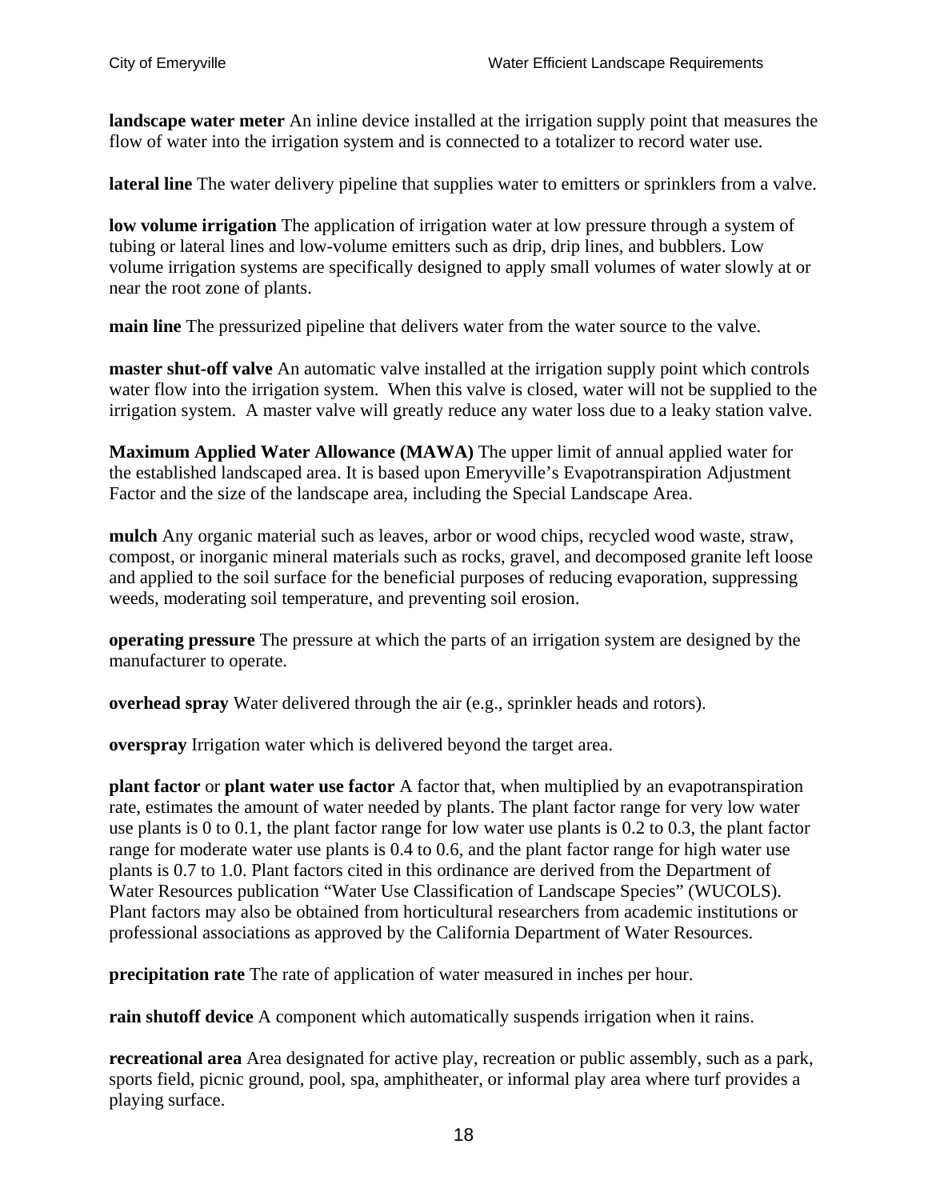**landscape water meter** An inline device installed at the irrigation supply point that measures the flow of water into the irrigation system and is connected to a totalizer to record water use.

**lateral line** The water delivery pipeline that supplies water to emitters or sprinklers from a valve.

**low volume irrigation** The application of irrigation water at low pressure through a system of tubing or lateral lines and low-volume emitters such as drip, drip lines, and bubblers. Low volume irrigation systems are specifically designed to apply small volumes of water slowly at or near the root zone of plants.

**main line** The pressurized pipeline that delivers water from the water source to the valve.

**master shut-off valve** An automatic valve installed at the irrigation supply point which controls water flow into the irrigation system. When this valve is closed, water will not be supplied to the irrigation system. A master valve will greatly reduce any water loss due to a leaky station valve.

**Maximum Applied Water Allowance (MAWA)** The upper limit of annual applied water for the established landscaped area. It is based upon Emeryville's Evapotranspiration Adjustment Factor and the size of the landscape area, including the Special Landscape Area.

**mulch** Any organic material such as leaves, arbor or wood chips, recycled wood waste, straw, compost, or inorganic mineral materials such as rocks, gravel, and decomposed granite left loose and applied to the soil surface for the beneficial purposes of reducing evaporation, suppressing weeds, moderating soil temperature, and preventing soil erosion.

**operating pressure** The pressure at which the parts of an irrigation system are designed by the manufacturer to operate.

**overhead spray** Water delivered through the air (e.g., sprinkler heads and rotors).

**overspray** Irrigation water which is delivered beyond the target area.

**plant factor** or **plant water use factor** A factor that, when multiplied by an evapotranspiration rate, estimates the amount of water needed by plants. The plant factor range for very low water use plants is 0 to 0.1, the plant factor range for low water use plants is 0.2 to 0.3, the plant factor range for moderate water use plants is 0.4 to 0.6, and the plant factor range for high water use plants is 0.7 to 1.0. Plant factors cited in this ordinance are derived from the Department of Water Resources publication "Water Use Classification of Landscape Species" (WUCOLS). Plant factors may also be obtained from horticultural researchers from academic institutions or professional associations as approved by the California Department of Water Resources.

**precipitation rate** The rate of application of water measured in inches per hour.

**rain shutoff device** A component which automatically suspends irrigation when it rains.

**recreational area** Area designated for active play, recreation or public assembly, such as a park, sports field, picnic ground, pool, spa, amphitheater, or informal play area where turf provides a playing surface.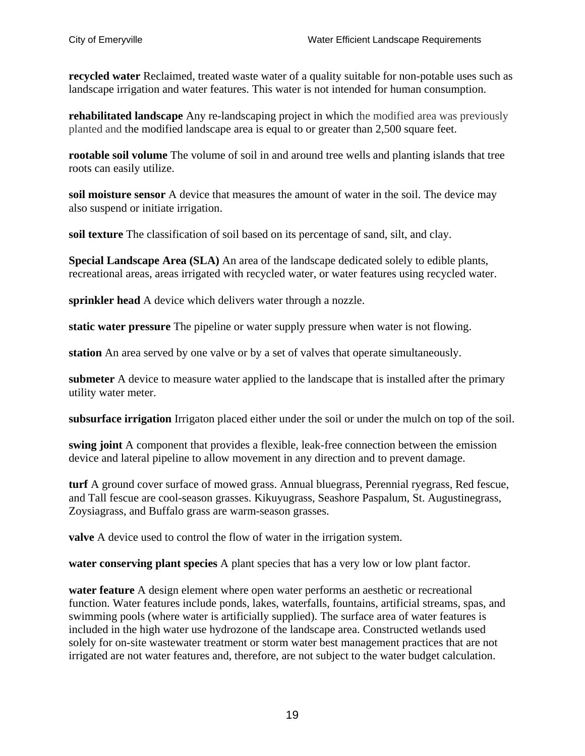**recycled water** Reclaimed, treated waste water of a quality suitable for non-potable uses such as landscape irrigation and water features. This water is not intended for human consumption.

**rehabilitated landscape** Any re-landscaping project in which the modified area was previously planted and the modified landscape area is equal to or greater than 2,500 square feet.

**rootable soil volume** The volume of soil in and around tree wells and planting islands that tree roots can easily utilize.

**soil moisture sensor** A device that measures the amount of water in the soil. The device may also suspend or initiate irrigation.

**soil texture** The classification of soil based on its percentage of sand, silt, and clay.

**Special Landscape Area (SLA)** An area of the landscape dedicated solely to edible plants, recreational areas, areas irrigated with recycled water, or water features using recycled water.

**sprinkler head** A device which delivers water through a nozzle.

**static water pressure** The pipeline or water supply pressure when water is not flowing.

**station** An area served by one valve or by a set of valves that operate simultaneously.

**submeter** A device to measure water applied to the landscape that is installed after the primary utility water meter.

**subsurface irrigation** Irrigaton placed either under the soil or under the mulch on top of the soil.

**swing joint** A component that provides a flexible, leak-free connection between the emission device and lateral pipeline to allow movement in any direction and to prevent damage.

**turf** A ground cover surface of mowed grass. Annual bluegrass, Perennial ryegrass, Red fescue, and Tall fescue are cool-season grasses. Kikuyugrass, Seashore Paspalum, St. Augustinegrass, Zoysiagrass, and Buffalo grass are warm-season grasses.

**valve** A device used to control the flow of water in the irrigation system.

**water conserving plant species** A plant species that has a very low or low plant factor.

**water feature** A design element where open water performs an aesthetic or recreational function. Water features include ponds, lakes, waterfalls, fountains, artificial streams, spas, and swimming pools (where water is artificially supplied). The surface area of water features is included in the high water use hydrozone of the landscape area. Constructed wetlands used solely for on-site wastewater treatment or storm water best management practices that are not irrigated are not water features and, therefore, are not subject to the water budget calculation.